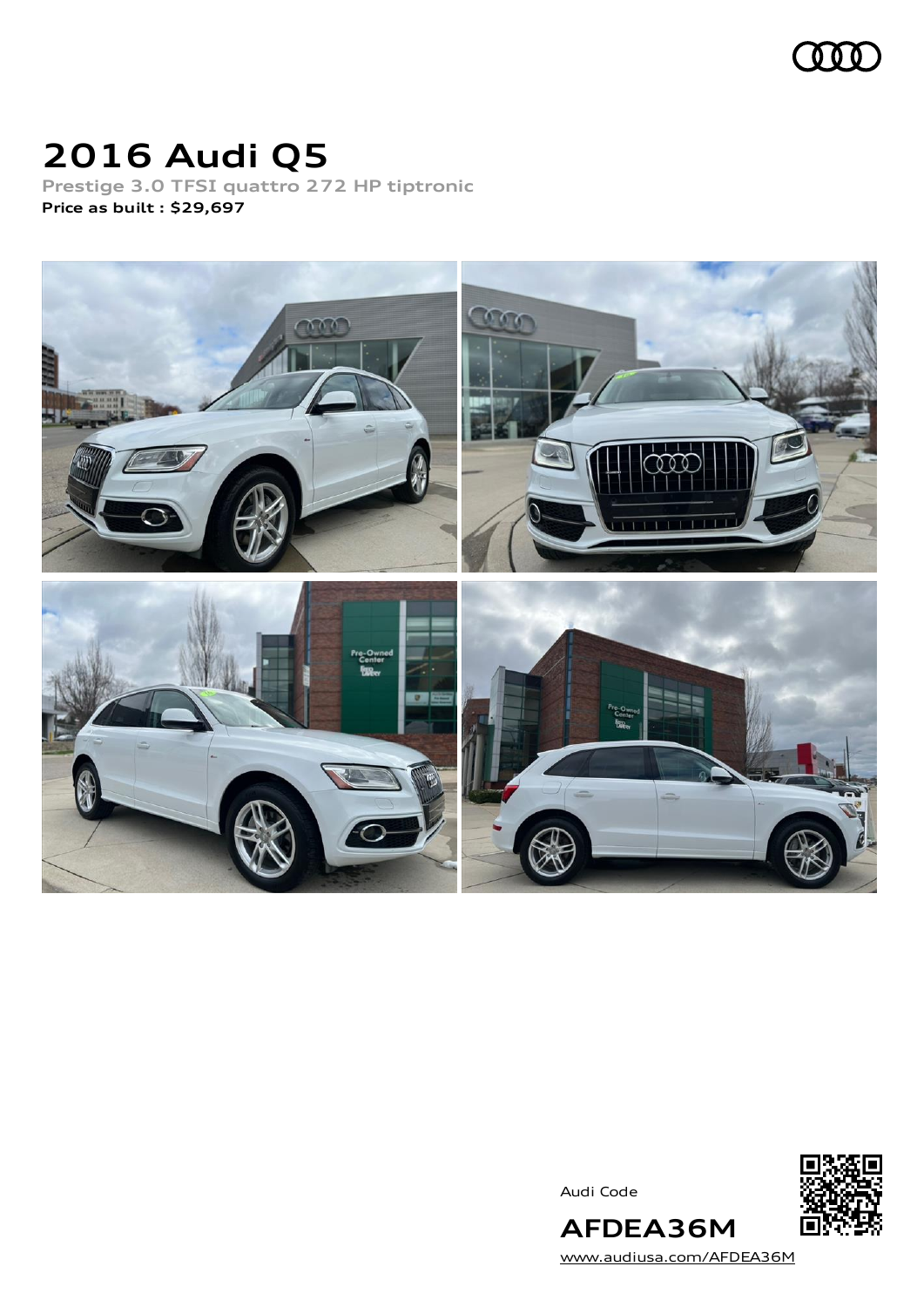# 2016 Audi Q5

Prestige 3.0 TFSI quattro 272 HP tiptronic

**Price as built : $29,697**

Audi Code

**AFDEA36M**

www.audiusa.com/AFDEA36M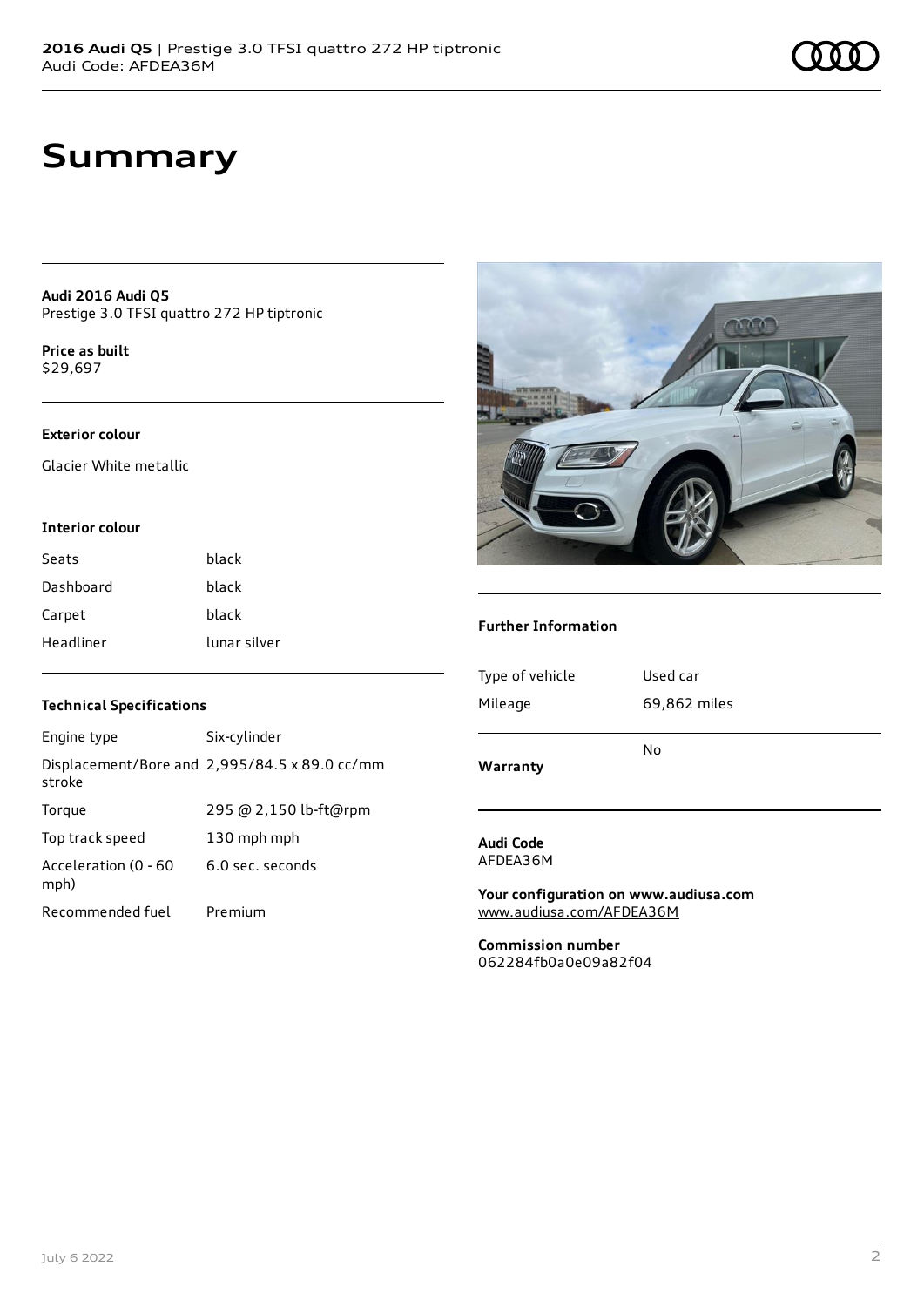# Summary

**Audi 2016 Audi Q5**
Prestige 3.0 TFSI quattro 272 HP tiptronic

**Price as built**
$29,697

### Exterior colour

Glacier White metallic

### Interior colour

| | |
|---|---|
| Seats | black |
| Dashboard | black |
| Carpet | black |
| Headliner | lunar silver |

### Technical Specifications

| | |
|---|---|
| Engine type | Six-cylinder |
| Displacement/Bore and stroke | 2,995/84.5 x 89.0 cc/mm |
| Torque | 295 @ 2,150 lb-ft@rpm |
| Top track speed | 130 mph mph |
| Acceleration (0 - 60 mph) | 6.0 sec. seconds |
| Recommended fuel | Premium |

### Further Information

| | |
|---|---|
| Type of vehicle | Used car |
| Mileage | 69,862 miles |
| **Warranty** | No |

**Audi Code**
AFDEA36M

**Your configuration on www.audiusa.com**
www.audiusa.com/AFDEA36M

**Commission number**
062284fb0a0e09a82f04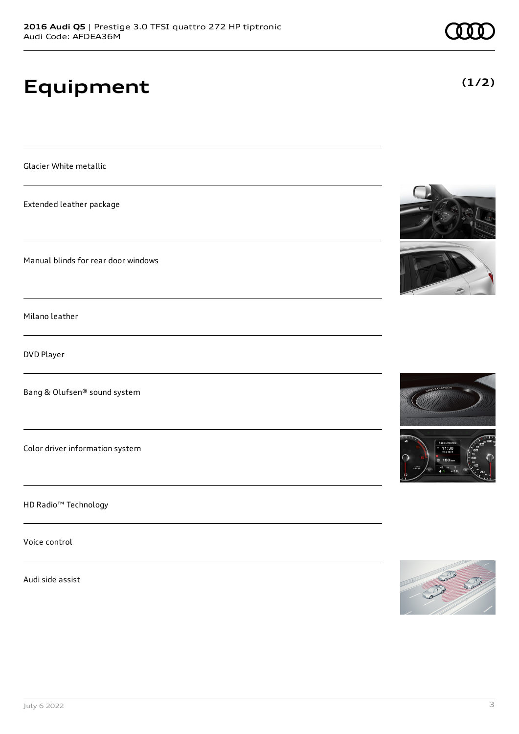# Equipment

**(1/2)**

Glacier White metallic

Extended leather package

Manual blinds for rear door windows

Milano leather

DVD Player

Bang & Olufsen® sound system

Color driver information system

HD Radio™ Technology

Voice control

Audi side assist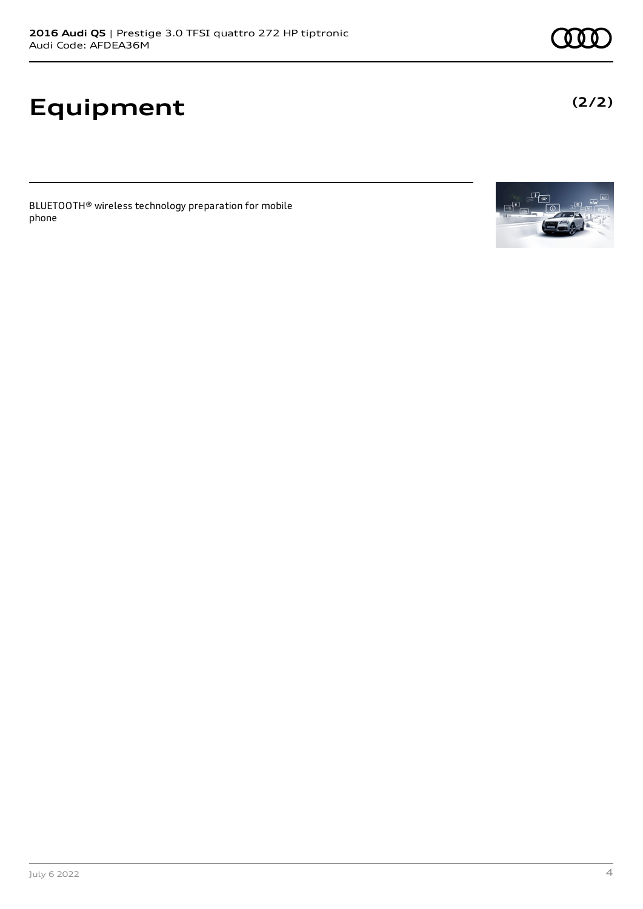# Equipment

**(2/2)**

BLUETOOTH® wireless technology preparation for mobile phone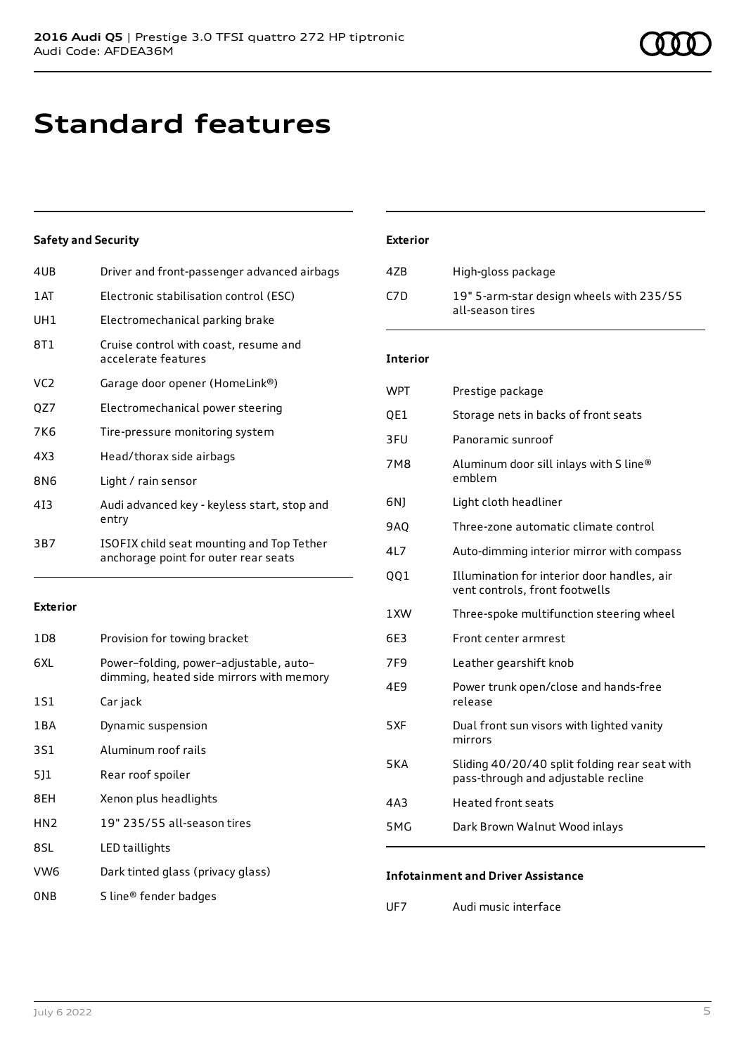# Standard features

### Safety and Security

| | |
|---|---|
| 4UB | Driver and front-passenger advanced airbags |
| 1AT | Electronic stabilisation control (ESC) |
| UH1 | Electromechanical parking brake |
| 8T1 | Cruise control with coast, resume and accelerate features |
| VC2 | Garage door opener (HomeLink®) |
| QZ7 | Electromechanical power steering |
| 7K6 | Tire-pressure monitoring system |
| 4X3 | Head/thorax side airbags |
| 8N6 | Light / rain sensor |
| 4I3 | Audi advanced key - keyless start, stop and entry |
| 3B7 | ISOFIX child seat mounting and Top Tether anchorage point for outer rear seats |

### Exterior

| | |
|---|---|
| 1D8 | Provision for towing bracket |
| 6XL | Power–folding, power–adjustable, auto–dimming, heated side mirrors with memory |
| 1S1 | Car jack |
| 1BA | Dynamic suspension |
| 3S1 | Aluminum roof rails |
| 5J1 | Rear roof spoiler |
| 8EH | Xenon plus headlights |
| HN2 | 19" 235/55 all-season tires |
| 8SL | LED taillights |
| VW6 | Dark tinted glass (privacy glass) |
| 0NB | S line® fender badges |

### Exterior

| | |
|---|---|
| 4ZB | High-gloss package |
| C7D | 19" 5-arm-star design wheels with 235/55 all-season tires |

### Interior

| | |
|---|---|
| WPT | Prestige package |
| QE1 | Storage nets in backs of front seats |
| 3FU | Panoramic sunroof |
| 7M8 | Aluminum door sill inlays with S line® emblem |
| 6NJ | Light cloth headliner |
| 9AQ | Three-zone automatic climate control |
| 4L7 | Auto-dimming interior mirror with compass |
| QQ1 | Illumination for interior door handles, air vent controls, front footwells |
| 1XW | Three-spoke multifunction steering wheel |
| 6E3 | Front center armrest |
| 7F9 | Leather gearshift knob |
| 4E9 | Power trunk open/close and hands-free release |
| 5XF | Dual front sun visors with lighted vanity mirrors |
| 5KA | Sliding 40/20/40 split folding rear seat with pass-through and adjustable recline |
| 4A3 | Heated front seats |
| 5MG | Dark Brown Walnut Wood inlays |

### Infotainment and Driver Assistance

| | |
|---|---|
| UF7 | Audi music interface |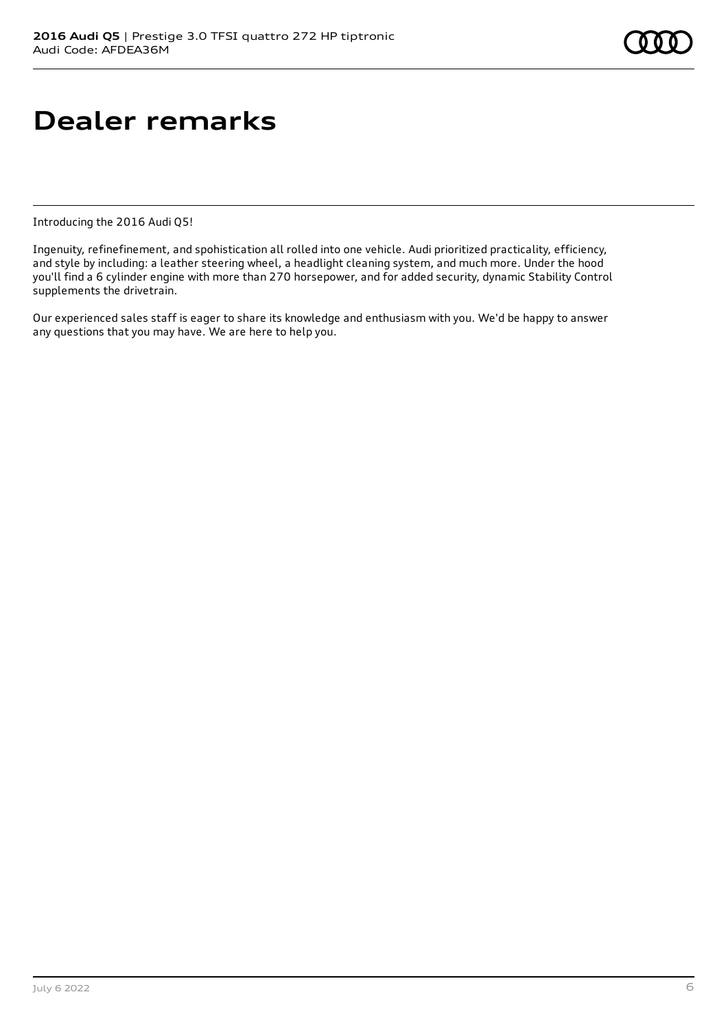# Dealer remarks

Introducing the 2016 Audi Q5!

Ingenuity, refinefinement, and spohistication all rolled into one vehicle. Audi prioritized practicality, efficiency, and style by including: a leather steering wheel, a headlight cleaning system, and much more. Under the hood you'll find a 6 cylinder engine with more than 270 horsepower, and for added security, dynamic Stability Control supplements the drivetrain.

Our experienced sales staff is eager to share its knowledge and enthusiasm with you. We'd be happy to answer any questions that you may have. We are here to help you.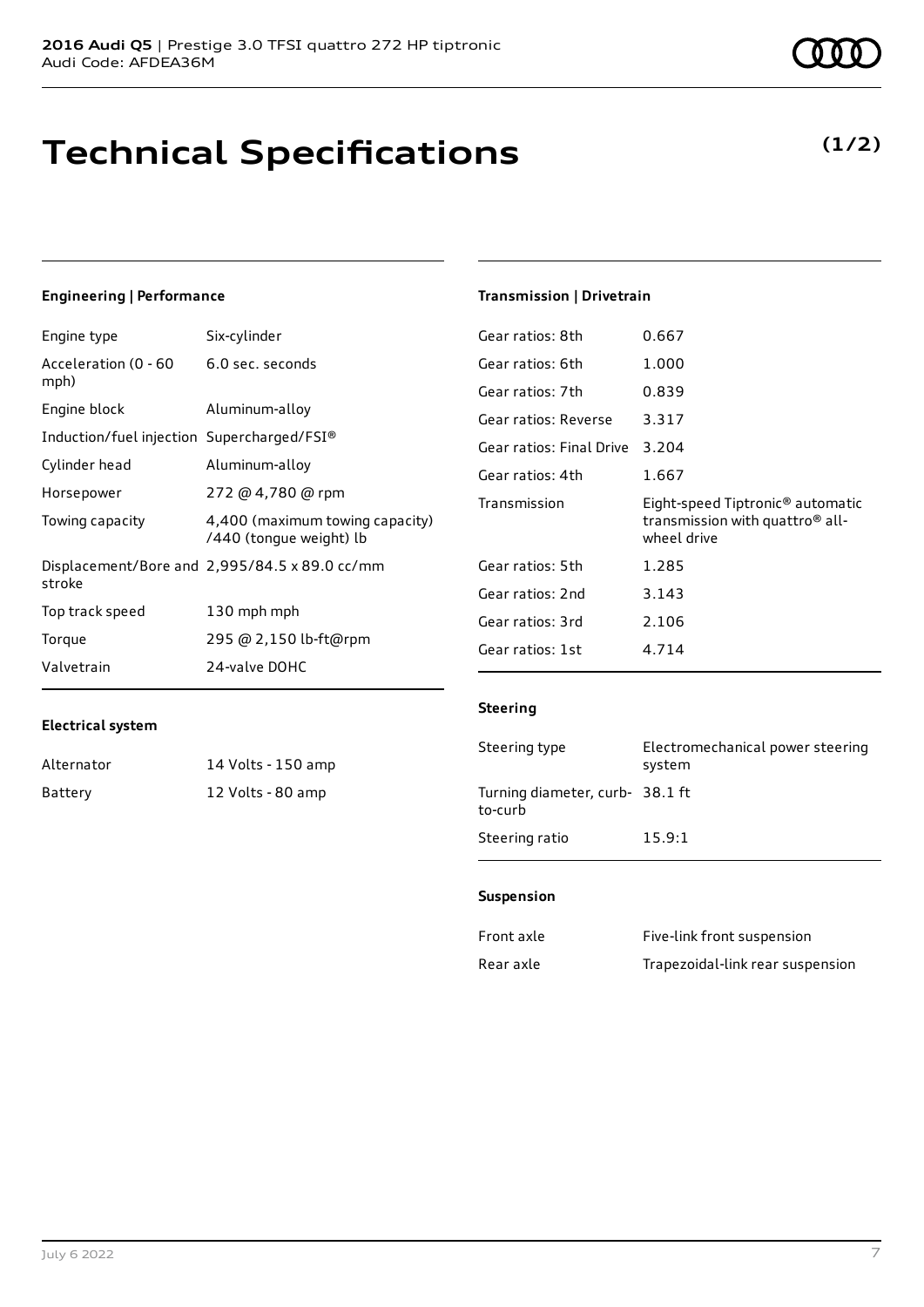**2016 Audi Q5** | Prestige 3.0 TFSI quattro 272 HP tiptronic
Audi Code: AFDEA36M

# Technical Specifications

**(1/2)**

### Engineering | Performance

| | |
|---|---|
| Engine type | Six-cylinder |
| Acceleration (0 - 60 mph) | 6.0 sec. seconds |
| Engine block | Aluminum-alloy |
| Induction/fuel injection | Supercharged/FSI® |
| Cylinder head | Aluminum-alloy |
| Horsepower | 272 @ 4,780 @ rpm |
| Towing capacity | 4,400 (maximum towing capacity) /440 (tongue weight) lb |
| Displacement/Bore and stroke | 2,995/84.5 x 89.0 cc/mm |
| Top track speed | 130 mph mph |
| Torque | 295 @ 2,150 lb-ft@rpm |
| Valvetrain | 24-valve DOHC |

### Electrical system

| | |
|---|---|
| Alternator | 14 Volts - 150 amp |
| Battery | 12 Volts - 80 amp |

### Transmission | Drivetrain

| | |
|---|---|
| Gear ratios: 8th | 0.667 |
| Gear ratios: 6th | 1.000 |
| Gear ratios: 7th | 0.839 |
| Gear ratios: Reverse | 3.317 |
| Gear ratios: Final Drive | 3.204 |
| Gear ratios: 4th | 1.667 |
| Transmission | Eight-speed Tiptronic® automatic transmission with quattro® all-wheel drive |
| Gear ratios: 5th | 1.285 |
| Gear ratios: 2nd | 3.143 |
| Gear ratios: 3rd | 2.106 |
| Gear ratios: 1st | 4.714 |

### Steering

| | |
|---|---|
| Steering type | Electromechanical power steering system |
| Turning diameter, curb-to-curb | 38.1 ft |
| Steering ratio | 15.9:1 |

### Suspension

| | |
|---|---|
| Front axle | Five-link front suspension |
| Rear axle | Trapezoidal-link rear suspension |

July 6 2022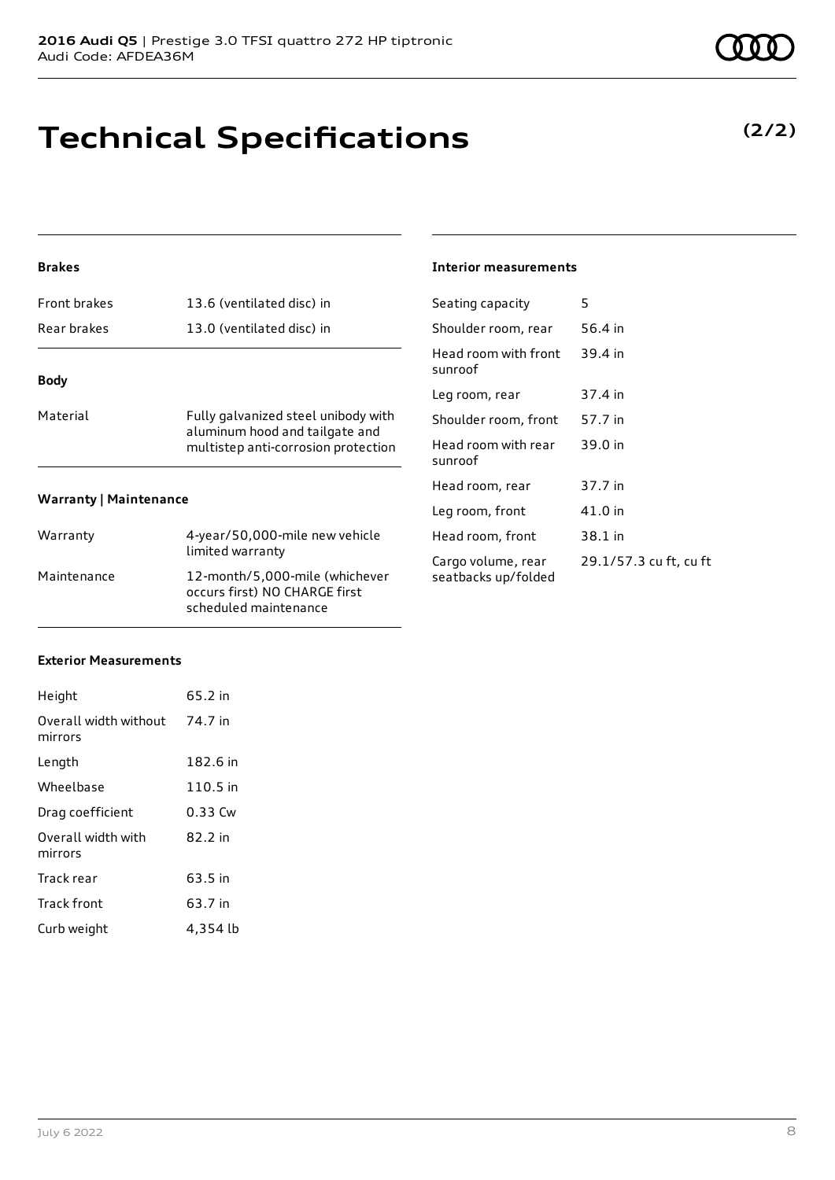# Technical Specifications

**(2/2)**

### Brakes

| | |
|---|---|
| Front brakes | 13.6 (ventilated disc) in |
| Rear brakes | 13.0 (ventilated disc) in |

### Body

| | |
|---|---|
| Material | Fully galvanized steel unibody with aluminum hood and tailgate and multistep anti-corrosion protection |

### Warranty | Maintenance

| | |
|---|---|
| Warranty | 4-year/50,000-mile new vehicle limited warranty |
| Maintenance | 12-month/5,000-mile (whichever occurs first) NO CHARGE first scheduled maintenance |

### Exterior Measurements

| | |
|---|---|
| Height | 65.2 in |
| Overall width without mirrors | 74.7 in |
| Length | 182.6 in |
| Wheelbase | 110.5 in |
| Drag coefficient | 0.33 Cw |
| Overall width with mirrors | 82.2 in |
| Track rear | 63.5 in |
| Track front | 63.7 in |
| Curb weight | 4,354 lb |

### Interior measurements

| | |
|---|---|
| Seating capacity | 5 |
| Shoulder room, rear | 56.4 in |
| Head room with front sunroof | 39.4 in |
| Leg room, rear | 37.4 in |
| Shoulder room, front | 57.7 in |
| Head room with rear sunroof | 39.0 in |
| Head room, rear | 37.7 in |
| Leg room, front | 41.0 in |
| Head room, front | 38.1 in |
| Cargo volume, rear seatbacks up/folded | 29.1/57.3 cu ft, cu ft |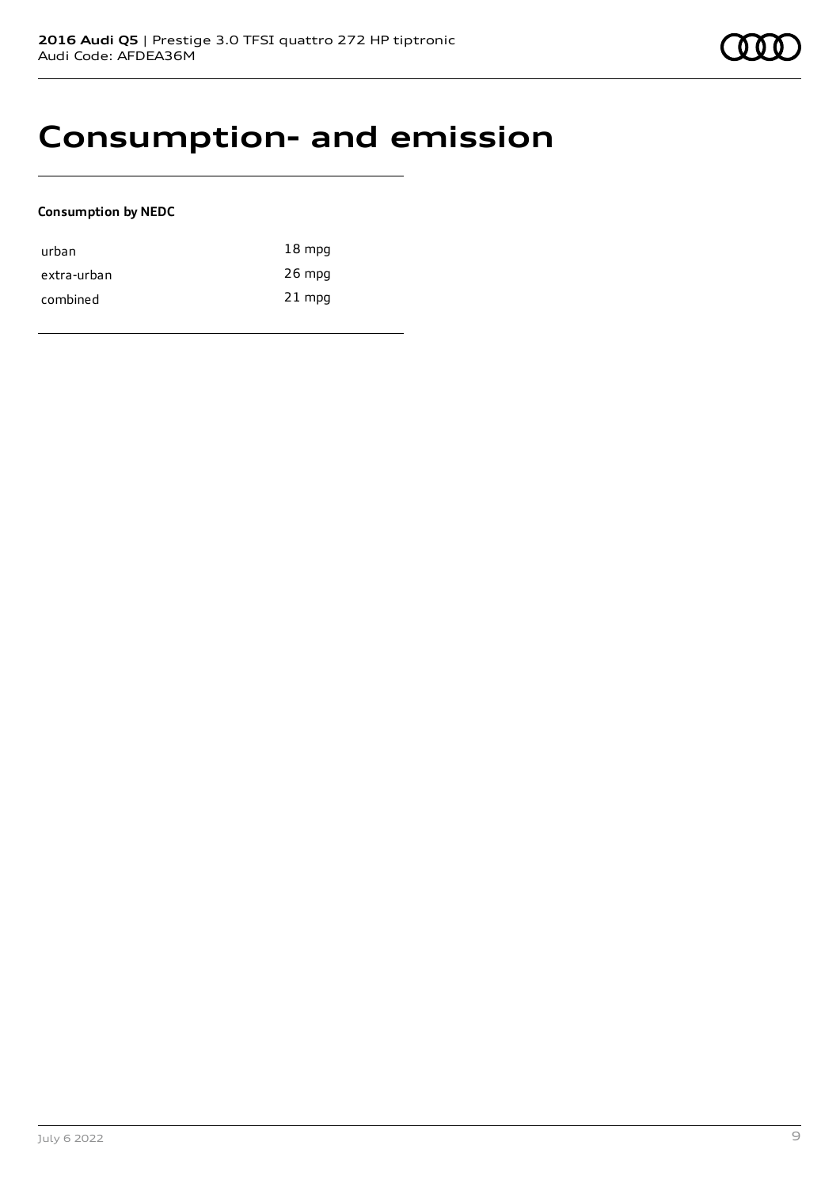# Consumption- and emission

**Consumption by NEDC**

| | |
|---|---|
| urban | 18 mpg |
| extra-urban | 26 mpg |
| combined | 21 mpg |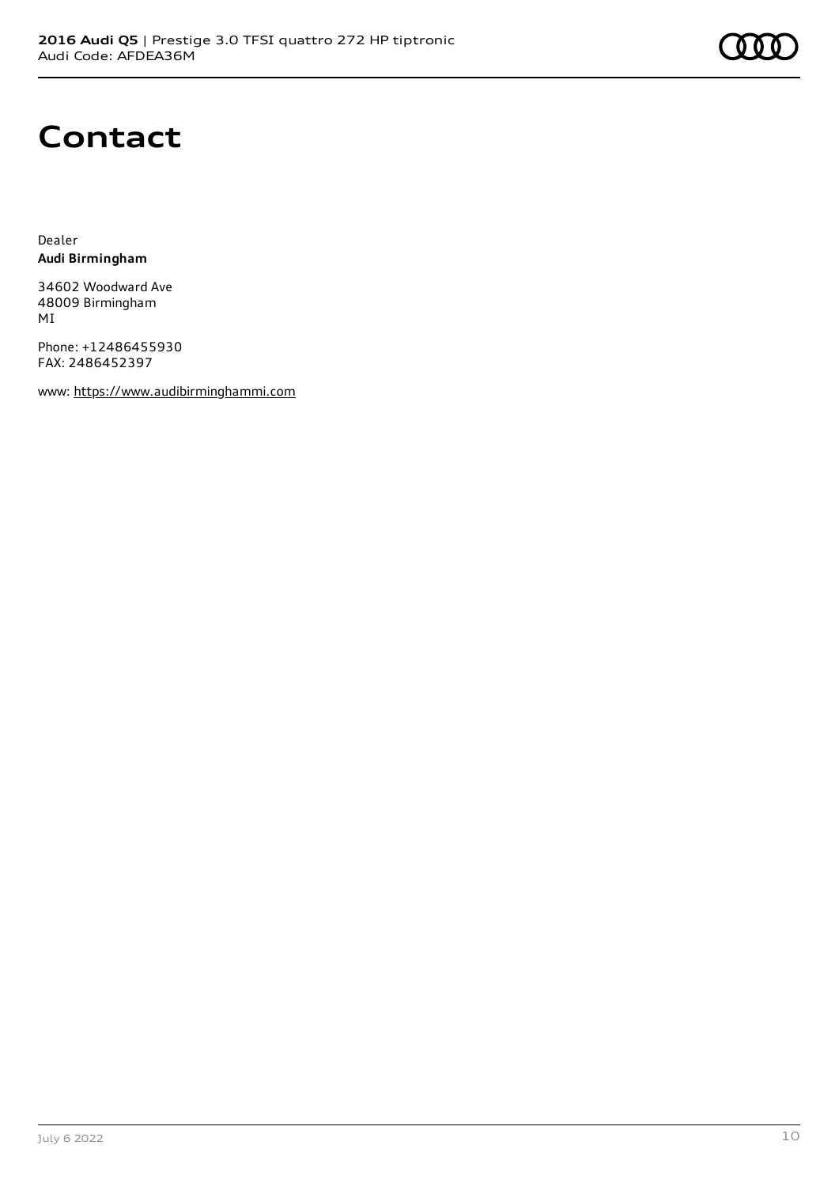# Contact

Dealer
**Audi Birmingham**

34602 Woodward Ave
48009 Birmingham
MI

Phone: +12486455930
FAX: 2486452397

www: https://www.audibirminghammi.com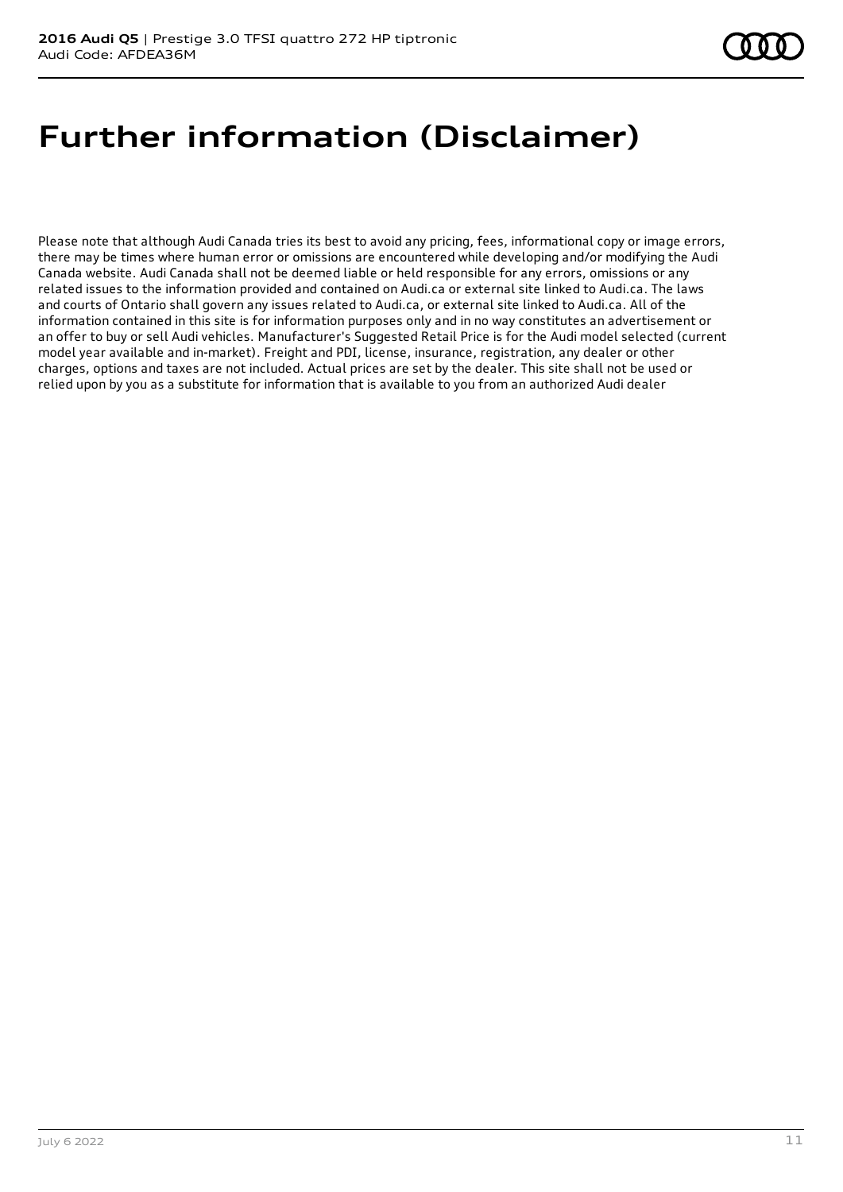# Further information (Disclaimer)

Please note that although Audi Canada tries its best to avoid any pricing, fees, informational copy or image errors, there may be times where human error or omissions are encountered while developing and/or modifying the Audi Canada website. Audi Canada shall not be deemed liable or held responsible for any errors, omissions or any related issues to the information provided and contained on Audi.ca or external site linked to Audi.ca. The laws and courts of Ontario shall govern any issues related to Audi.ca, or external site linked to Audi.ca. All of the information contained in this site is for information purposes only and in no way constitutes an advertisement or an offer to buy or sell Audi vehicles. Manufacturer's Suggested Retail Price is for the Audi model selected (current model year available and in-market). Freight and PDI, license, insurance, registration, any dealer or other charges, options and taxes are not included. Actual prices are set by the dealer. This site shall not be used or relied upon by you as a substitute for information that is available to you from an authorized Audi dealer